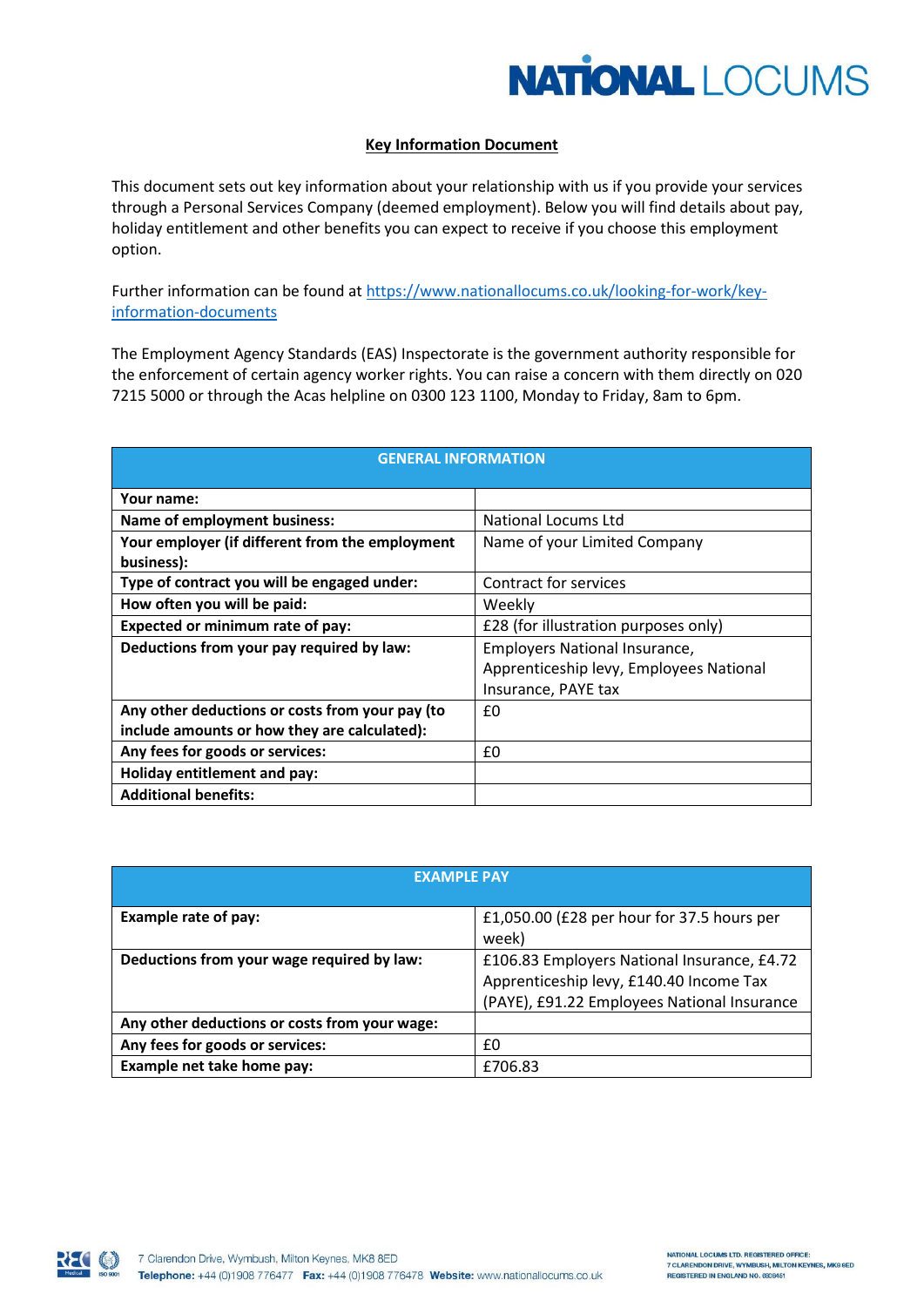# NATIONAL LOCUMS

## Key Information Document

This document sets out key information about your relationship with us if you provide your services through a Personal Services Company (deemed employment). Below you will find details about pay, holiday entitlement and other benefits you can expect to receive if you choose this employment option.

Further information can be found at https://www.nationallocums.co.uk/looking-for-work/key-information-documents

The Employment Agency Standards (EAS) Inspectorate is the government authority responsible for the enforcement of certain agency worker rights. You can raise a concern with them directly on 020 7215 5000 or through the Acas helpline on 0300 123 1100, Monday to Friday, 8am to 6pm.

| GENERAL INFORMATION | |
|---|---|
| **Your name:** | |
| **Name of employment business:** | National Locums Ltd |
| **Your employer (if different from the employment business):** | Name of your Limited Company |
| **Type of contract you will be engaged under:** | Contract for services |
| **How often you will be paid:** | Weekly |
| **Expected or minimum rate of pay:** | £28 (for illustration purposes only) |
| **Deductions from your pay required by law:** | Employers National Insurance, Apprenticeship levy, Employees National Insurance, PAYE tax |
| **Any other deductions or costs from your pay (to include amounts or how they are calculated):** | £0 |
| **Any fees for goods or services:** | £0 |
| **Holiday entitlement and pay:** | |
| **Additional benefits:** | |

| EXAMPLE PAY | |
|---|---|
| **Example rate of pay:** | £1,050.00 (£28 per hour for 37.5 hours per week) |
| **Deductions from your wage required by law:** | £106.83 Employers National Insurance, £4.72 Apprenticeship levy, £140.40 Income Tax (PAYE), £91.22 Employees National Insurance |
| **Any other deductions or costs from your wage:** | |
| **Any fees for goods or services:** | £0 |
| **Example net take home pay:** | £706.83 |

7 Clarendon Drive, Wymbush, Milton Keynes, MK8 8ED
**Telephone:** +44 (0)1908 776477 **Fax:** +44 (0)1908 776478 **Website:** www.nationallocums.co.uk

NATIONAL LOCUMS LTD. REGISTERED OFFICE: 7 CLARENDON DRIVE, WYMBUSH, MILTON KEYNES, MK8 8ED REGISTERED IN ENGLAND NO. 6808461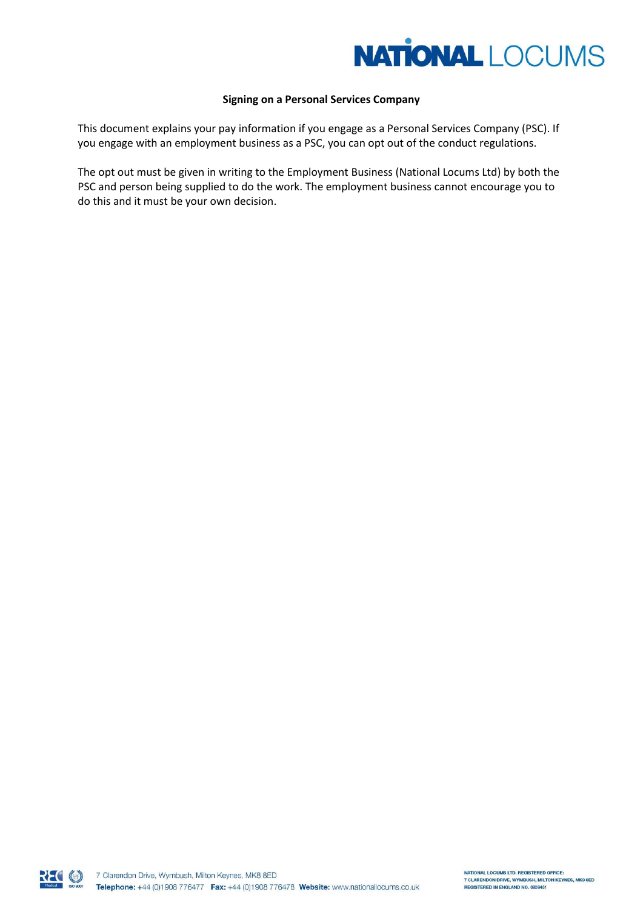# Signing on a Personal Services Company

This document explains your pay information if you engage as a Personal Services Company (PSC). If you engage with an employment business as a PSC, you can opt out of the conduct regulations.

The opt out must be given in writing to the Employment Business (National Locums Ltd) by both the PSC and person being supplied to do the work. The employment business cannot encourage you to do this and it must be your own decision.